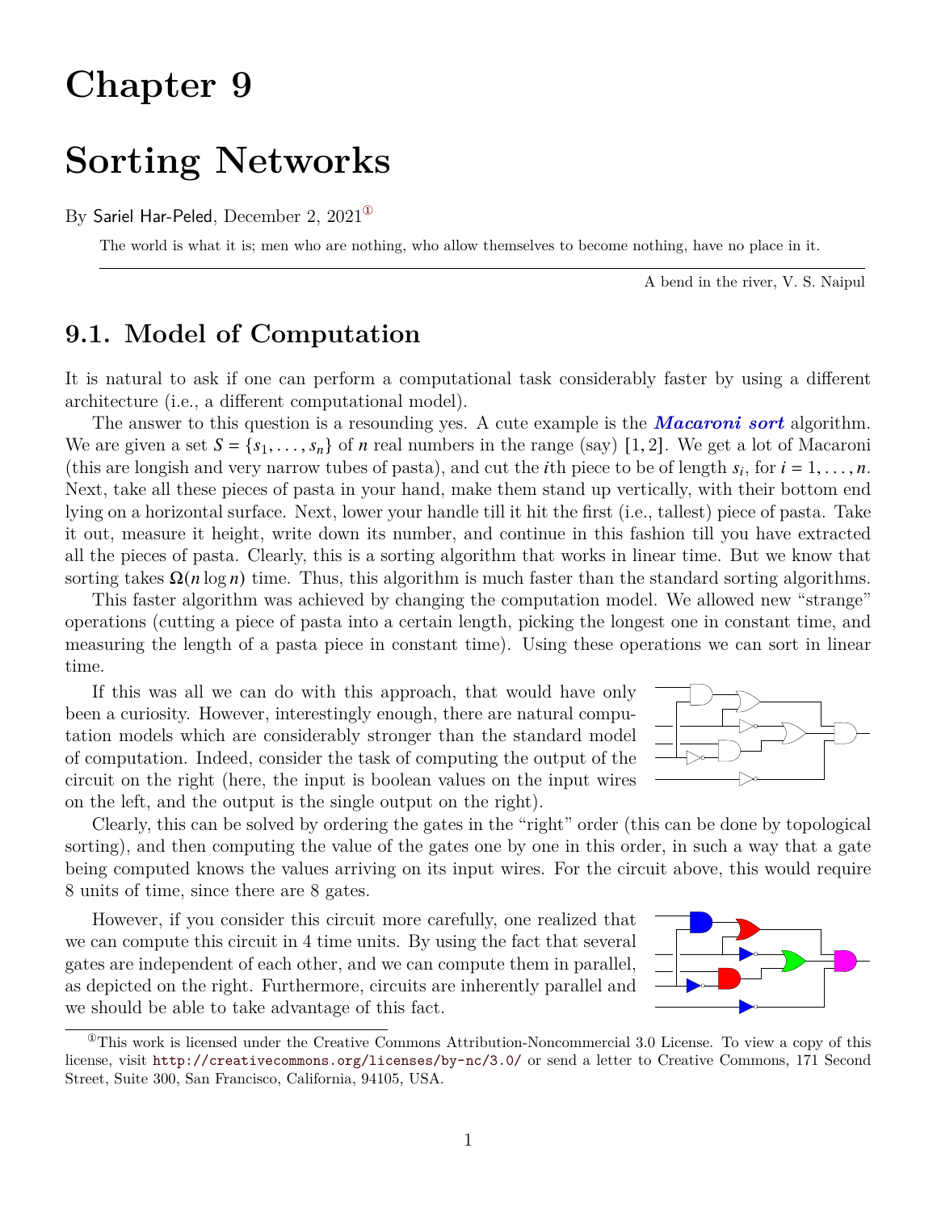# Chapter 9

# Sorting Networks

By Sariel Har-Peled, December 2, 2021[1]

> The world is what it is; men who are nothing, who allow themselves to become nothing, have no place in it.
>
> A bend in the river, V. S. Naipul

## 9.1. Model of Computation

It is natural to ask if one can perform a computational task considerably faster by using a different architecture (i.e., a different computational model).

The answer to this question is a resounding yes. A cute example is the ***Macaroni sort*** algorithm. We are given a set $S = \{s_1, \ldots, s_n\}$ of $n$ real numbers in the range (say) $[1, 2]$. We get a lot of Macaroni (this are longish and very narrow tubes of pasta), and cut the $i$th piece to be of length $s_i$, for $i = 1, \ldots, n$. Next, take all these pieces of pasta in your hand, make them stand up vertically, with their bottom end lying on a horizontal surface. Next, lower your handle till it hit the first (i.e., tallest) piece of pasta. Take it out, measure it height, write down its number, and continue in this fashion till you have extracted all the pieces of pasta. Clearly, this is a sorting algorithm that works in linear time. But we know that sorting takes $\Omega(n \log n)$ time. Thus, this algorithm is much faster than the standard sorting algorithms.

This faster algorithm was achieved by changing the computation model. We allowed new "strange" operations (cutting a piece of pasta into a certain length, picking the longest one in constant time, and measuring the length of a pasta piece in constant time). Using these operations we can sort in linear time.

If this was all we can do with this approach, that would have only been a curiosity. However, interestingly enough, there are natural computation models which are considerably stronger than the standard model of computation. Indeed, consider the task of computing the output of the circuit on the right (here, the input is boolean values on the input wires on the left, and the output is the single output on the right).

Clearly, this can be solved by ordering the gates in the "right" order (this can be done by topological sorting), and then computing the value of the gates one by one in this order, in such a way that a gate being computed knows the values arriving on its input wires. For the circuit above, this would require 8 units of time, since there are 8 gates.

However, if you consider this circuit more carefully, one realized that we can compute this circuit in 4 time units. By using the fact that several gates are independent of each other, and we can compute them in parallel, as depicted on the right. Furthermore, circuits are inherently parallel and we should be able to take advantage of this fact.

---

[1] This work is licensed under the Creative Commons Attribution-Noncommercial 3.0 License. To view a copy of this license, visit http://creativecommons.org/licenses/by-nc/3.0/ or send a letter to Creative Commons, 171 Second Street, Suite 300, San Francisco, California, 94105, USA.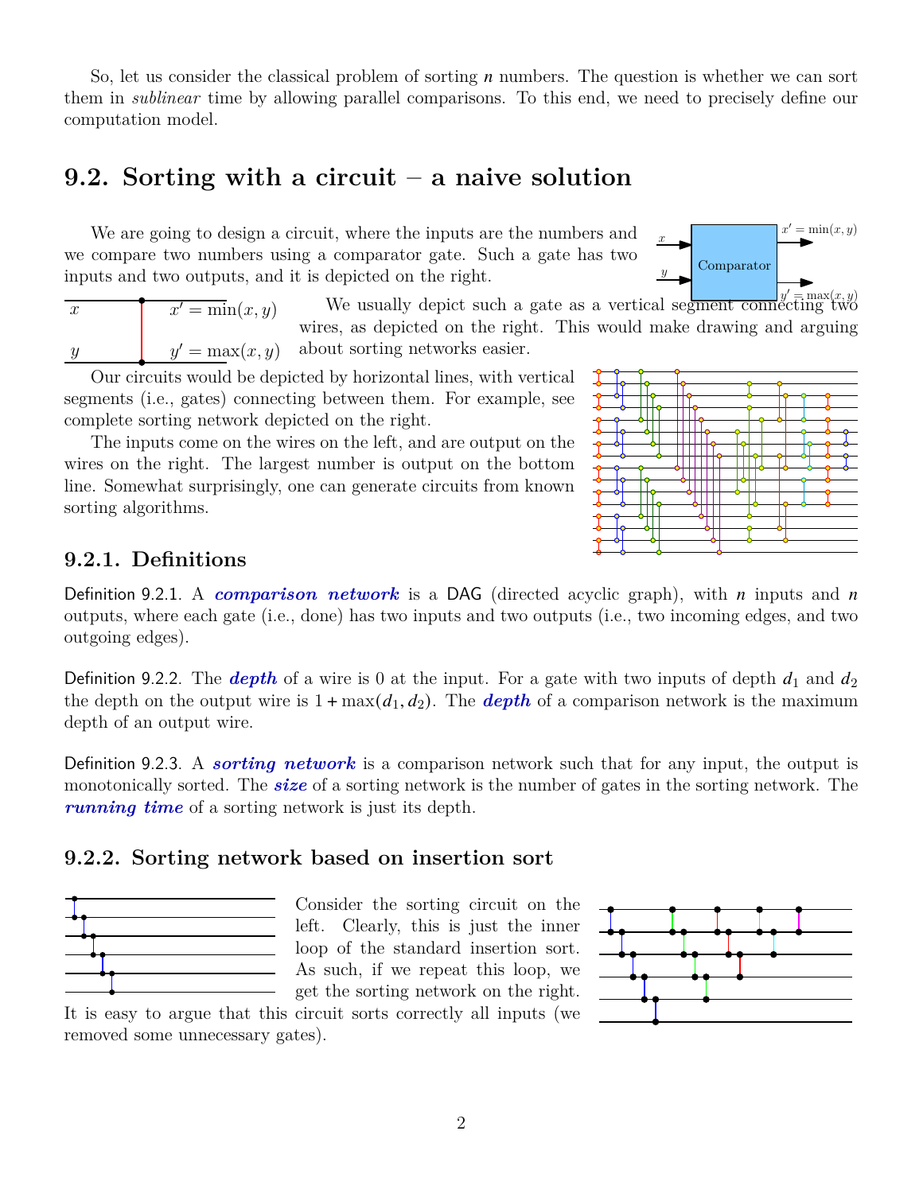So, let us consider the classical problem of sorting $n$ numbers. The question is whether we can sort them in *sublinear* time by allowing parallel comparisons. To this end, we need to precisely define our computation model.

## 9.2. Sorting with a circuit – a naive solution

We are going to design a circuit, where the inputs are the numbers and we compare two numbers using a comparator gate. Such a gate has two inputs and two outputs, and it is depicted on the right.

We usually depict such a gate as a vertical segment connecting two wires, as depicted on the right. This would make drawing and arguing about sorting networks easier.

Our circuits would be depicted by horizontal lines, with vertical segments (i.e., gates) connecting between them. For example, see complete sorting network depicted on the right.

The inputs come on the wires on the left, and are output on the wires on the right. The largest number is output on the bottom line. Somewhat surprisingly, one can generate circuits from known sorting algorithms.

### 9.2.1. Definitions

Definition 9.2.1. A ***comparison network*** is a DAG (directed acyclic graph), with $n$ inputs and $n$ outputs, where each gate (i.e., done) has two inputs and two outputs (i.e., two incoming edges, and two outgoing edges).

Definition 9.2.2. The ***depth*** of a wire is 0 at the input. For a gate with two inputs of depth $d_1$ and $d_2$ the depth on the output wire is $1 + \max(d_1, d_2)$. The ***depth*** of a comparison network is the maximum depth of an output wire.

Definition 9.2.3. A ***sorting network*** is a comparison network such that for any input, the output is monotonically sorted. The ***size*** of a sorting network is the number of gates in the sorting network. The ***running time*** of a sorting network is just its depth.

### 9.2.2. Sorting network based on insertion sort

Consider the sorting circuit on the left. Clearly, this is just the inner loop of the standard insertion sort. As such, if we repeat this loop, we get the sorting network on the right. It is easy to argue that this circuit sorts correctly all inputs (we removed some unnecessary gates).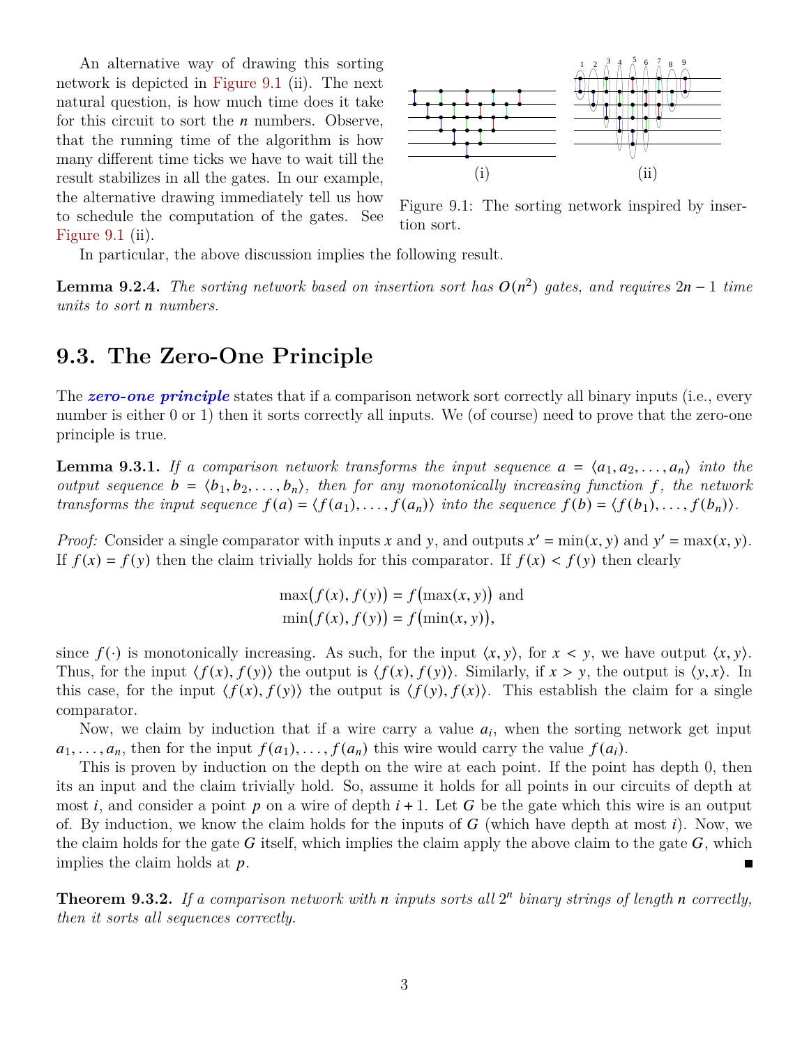An alternative way of drawing this sorting network is depicted in Figure 9.1 (ii). The next natural question, is how much time does it take for this circuit to sort the $n$ numbers. Observe, that the running time of the algorithm is how many different time ticks we have to wait till the result stabilizes in all the gates. In our example, the alternative drawing immediately tell us how to schedule the computation of the gates. See Figure 9.1 (ii).

Figure 9.1: The sorting network inspired by insertion sort.

In particular, the above discussion implies the following result.

**Lemma 9.2.4.** *The sorting network based on insertion sort has $O(n^2)$ gates, and requires $2n - 1$ time units to sort $n$ numbers.*

## 9.3. The Zero-One Principle

The ***zero-one principle*** states that if a comparison network sort correctly all binary inputs (i.e., every number is either 0 or 1) then it sorts correctly all inputs. We (of course) need to prove that the zero-one principle is true.

**Lemma 9.3.1.** *If a comparison network transforms the input sequence $a = \langle a_1, a_2, \ldots, a_n \rangle$ into the output sequence $b = \langle b_1, b_2, \ldots, b_n \rangle$, then for any monotonically increasing function $f$, the network transforms the input sequence $f(a) = \langle f(a_1), \ldots, f(a_n) \rangle$ into the sequence $f(b) = \langle f(b_1), \ldots, f(b_n) \rangle$.*

*Proof:* Consider a single comparator with inputs $x$ and $y$, and outputs $x' = \min(x, y)$ and $y' = \max(x, y)$. If $f(x) = f(y)$ then the claim trivially holds for this comparator. If $f(x) < f(y)$ then clearly

$$\max\big(f(x), f(y)\big) = f\big(\max(x, y)\big) \text{ and}$$
$$\min\big(f(x), f(y)\big) = f\big(\min(x, y)\big),$$

since $f(\cdot)$ is monotonically increasing. As such, for the input $\langle x, y \rangle$, for $x < y$, we have output $\langle x, y \rangle$. Thus, for the input $\langle f(x), f(y) \rangle$ the output is $\langle f(x), f(y) \rangle$. Similarly, if $x > y$, the output is $\langle y, x \rangle$. In this case, for the input $\langle f(x), f(y) \rangle$ the output is $\langle f(y), f(x) \rangle$. This establish the claim for a single comparator.

Now, we claim by induction that if a wire carry a value $a_i$, when the sorting network get input $a_1, \ldots, a_n$, then for the input $f(a_1), \ldots, f(a_n)$ this wire would carry the value $f(a_i)$.

This is proven by induction on the depth on the wire at each point. If the point has depth 0, then its an input and the claim trivially hold. So, assume it holds for all points in our circuits of depth at most $i$, and consider a point $p$ on a wire of depth $i + 1$. Let $G$ be the gate which this wire is an output of. By induction, we know the claim holds for the inputs of $G$ (which have depth at most $i$). Now, we the claim holds for the gate $G$ itself, which implies the claim apply the above claim to the gate $G$, which implies the claim holds at $p$. ∎

**Theorem 9.3.2.** *If a comparison network with $n$ inputs sorts all $2^n$ binary strings of length $n$ correctly, then it sorts all sequences correctly.*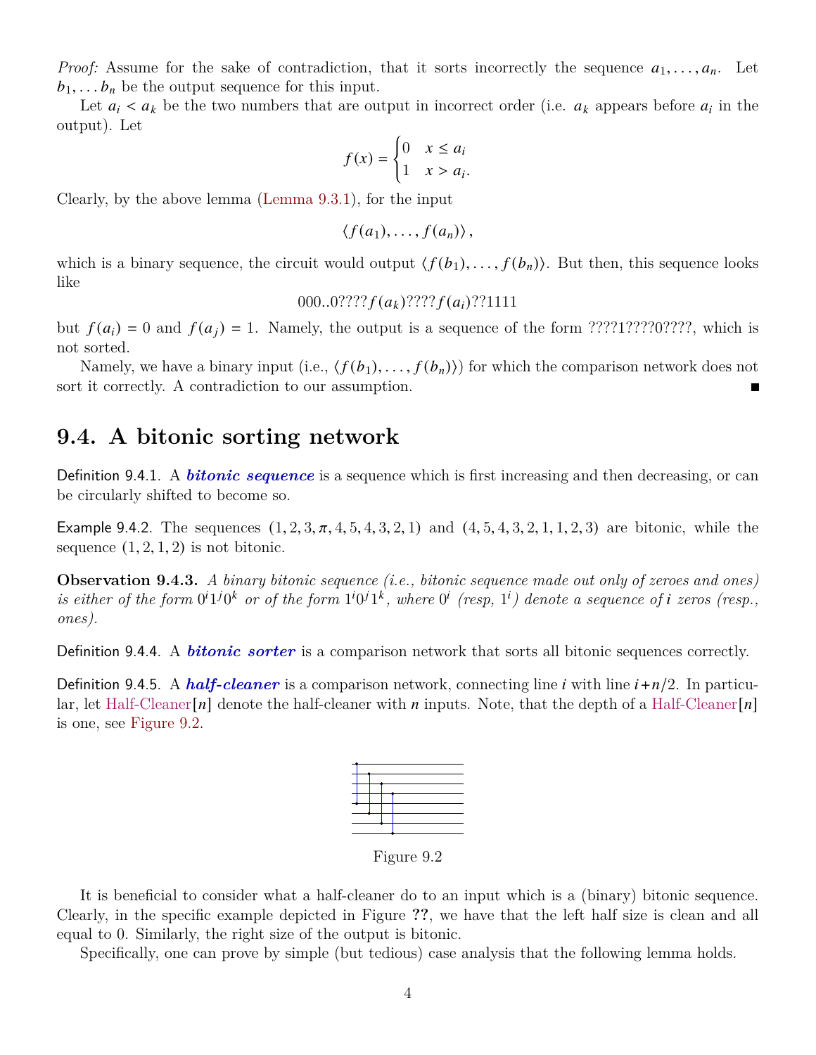*Proof:* Assume for the sake of contradiction, that it sorts incorrectly the sequence $a_1, \ldots, a_n$. Let $b_1, \ldots b_n$ be the output sequence for this input.

Let $a_i < a_k$ be the two numbers that are output in incorrect order (i.e. $a_k$ appears before $a_i$ in the output). Let

$$f(x) = \begin{cases} 0 & x \leq a_i \\ 1 & x > a_i. \end{cases}$$

Clearly, by the above lemma (Lemma 9.3.1), for the input

$$\langle f(a_1), \ldots, f(a_n) \rangle,$$

which is a binary sequence, the circuit would output $\langle f(b_1), \ldots, f(b_n) \rangle$. But then, this sequence looks like

$$000..0????f(a_k)????f(a_i)??1111$$

but $f(a_i) = 0$ and $f(a_j) = 1$. Namely, the output is a sequence of the form ????1????0????, which is not sorted.

Namely, we have a binary input (i.e., $\langle f(b_1), \ldots, f(b_n) \rangle$) for which the comparison network does not sort it correctly. A contradiction to our assumption. ■

## 9.4. A bitonic sorting network

Definition 9.4.1. A ***bitonic sequence*** is a sequence which is first increasing and then decreasing, or can be circularly shifted to become so.

Example 9.4.2. The sequences $(1, 2, 3, \pi, 4, 5, 4, 3, 2, 1)$ and $(4, 5, 4, 3, 2, 1, 1, 2, 3)$ are bitonic, while the sequence $(1, 2, 1, 2)$ is not bitonic.

**Observation 9.4.3.** *A binary bitonic sequence (i.e., bitonic sequence made out only of zeroes and ones) is either of the form $0^i 1^j 0^k$ or of the form $1^i 0^j 1^k$, where $0^i$ (resp, $1^i$) denote a sequence of $i$ zeros (resp., ones).*

Definition 9.4.4. A ***bitonic sorter*** is a comparison network that sorts all bitonic sequences correctly.

Definition 9.4.5. A ***half-cleaner*** is a comparison network, connecting line $i$ with line $i + n/2$. In particular, let Half-Cleaner$[n]$ denote the half-cleaner with $n$ inputs. Note, that the depth of a Half-Cleaner$[n]$ is one, see Figure 9.2.

Figure 9.2

It is beneficial to consider what a half-cleaner do to an input which is a (binary) bitonic sequence. Clearly, in the specific example depicted in Figure **??**, we have that the left half size is clean and all equal to 0. Similarly, the right size of the output is bitonic.

Specifically, one can prove by simple (but tedious) case analysis that the following lemma holds.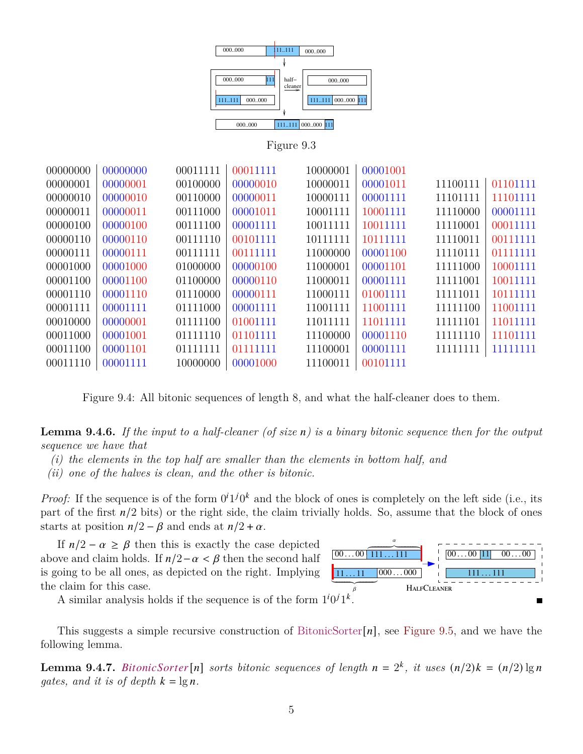Figure 9.3

| | | | | | | | |
|---|---|---|---|---|---|---|---|
| 00000000 | 00000000 | 00011111 | 00011111 | 10000001 | 00001001 | | |
| 00000001 | 00000001 | 00100000 | 00000010 | 10000011 | 00001011 | 11100111 | 01101111 |
| 00000010 | 00000010 | 00110000 | 00000011 | 10000111 | 00001111 | 11101111 | 11101111 |
| 00000011 | 00000011 | 00111000 | 00001011 | 10001111 | 10001111 | 11110000 | 00001111 |
| 00000100 | 00000100 | 00111100 | 00001111 | 10011111 | 10011111 | 11110001 | 00011111 |
| 00000110 | 00000110 | 00111110 | 00101111 | 10111111 | 10111111 | 11110011 | 00111111 |
| 00000111 | 00000111 | 00111111 | 00111111 | 11000000 | 00001100 | 11110111 | 01111111 |
| 00001000 | 00001000 | 01000000 | 00000100 | 11000001 | 00001101 | 11111000 | 10001111 |
| 00001100 | 00001100 | 01100000 | 00000110 | 11000011 | 00001111 | 11111001 | 10011111 |
| 00001110 | 00001110 | 01110000 | 00000111 | 11000111 | 01001111 | 11111011 | 10111111 |
| 00001111 | 00001111 | 01111000 | 00001111 | 11001111 | 11001111 | 11111100 | 11001111 |
| 00010000 | 00000001 | 01111100 | 01001111 | 11011111 | 11011111 | 11111101 | 11011111 |
| 00011000 | 00001001 | 01111110 | 01101111 | 11100000 | 00001110 | 11111110 | 11101111 |
| 00011100 | 00001101 | 01111111 | 01111111 | 11100001 | 00001111 | 11111111 | 11111111 |
| 00011110 | 00001111 | 10000000 | 00001000 | 11100011 | 00101111 | | |

Figure 9.4: All bitonic sequences of length 8, and what the half-cleaner does to them.

**Lemma 9.4.6.** *If the input to a half-cleaner (of size $n$) is a binary bitonic sequence then for the output sequence we have that*

*(i) the elements in the top half are smaller than the elements in bottom half, and*

*(ii) one of the halves is clean, and the other is bitonic.*

*Proof:* If the sequence is of the form $0^i1^j0^k$ and the block of ones is completely on the left side (i.e., its part of the first $n/2$ bits) or the right side, the claim trivially holds. So, assume that the block of ones starts at position $n/2 - \beta$ and ends at $n/2 + \alpha$.

If $n/2 - \alpha \geq \beta$ then this is exactly the case depicted above and claim holds. If $n/2 - \alpha < \beta$ then the second half is going to be all ones, as depicted on the right. Implying the claim for this case.

HalfCleaner

A similar analysis holds if the sequence is of the form $1^i0^j1^k$. ■

This suggests a simple recursive construction of BitonicSorter$[n]$, see Figure 9.5, and we have the following lemma.

**Lemma 9.4.7.** *BitonicSorter$[n]$ sorts bitonic sequences of length $n = 2^k$, it uses $(n/2)k = (n/2)\lg n$ gates, and it is of depth $k = \lg n$.*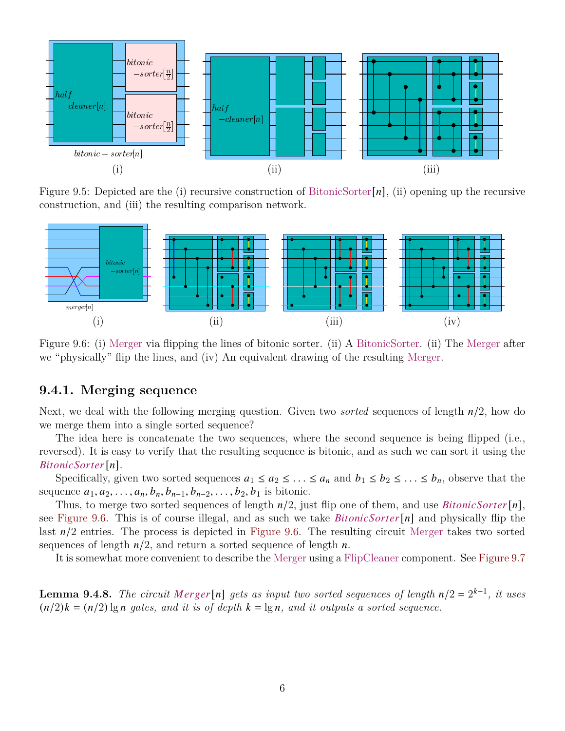Figure 9.5: Depicted are the (i) recursive construction of BitonicSorter$[n]$, (ii) opening up the recursive construction, and (iii) the resulting comparison network.

Figure 9.6: (i) Merger via flipping the lines of bitonic sorter. (ii) A BitonicSorter. (ii) The Merger after we "physically" flip the lines, and (iv) An equivalent drawing of the resulting Merger.

### 9.4.1. Merging sequence

Next, we deal with the following merging question. Given two *sorted* sequences of length $n/2$, how do we merge them into a single sorted sequence?

The idea here is concatenate the two sequences, where the second sequence is being flipped (i.e., reversed). It is easy to verify that the resulting sequence is bitonic, and as such we can sort it using the *BitonicSorter*$[n]$.

Specifically, given two sorted sequences $a_1 \leq a_2 \leq \ldots \leq a_n$ and $b_1 \leq b_2 \leq \ldots \leq b_n$, observe that the sequence $a_1, a_2, \ldots, a_n, b_n, b_{n-1}, b_{n-2}, \ldots, b_2, b_1$ is bitonic.

Thus, to merge two sorted sequences of length $n/2$, just flip one of them, and use *BitonicSorter*$[n]$, see Figure 9.6. This is of course illegal, and as such we take *BitonicSorter*$[n]$ and physically flip the last $n/2$ entries. The process is depicted in Figure 9.6. The resulting circuit Merger takes two sorted sequences of length $n/2$, and return a sorted sequence of length $n$.

It is somewhat more convenient to describe the Merger using a FlipCleaner component. See Figure 9.7

**Lemma 9.4.8.** *The circuit Merger$[n]$ gets as input two sorted sequences of length $n/2 = 2^{k-1}$, it uses $(n/2)k = (n/2)\lg n$ gates, and it is of depth $k = \lg n$, and it outputs a sorted sequence.*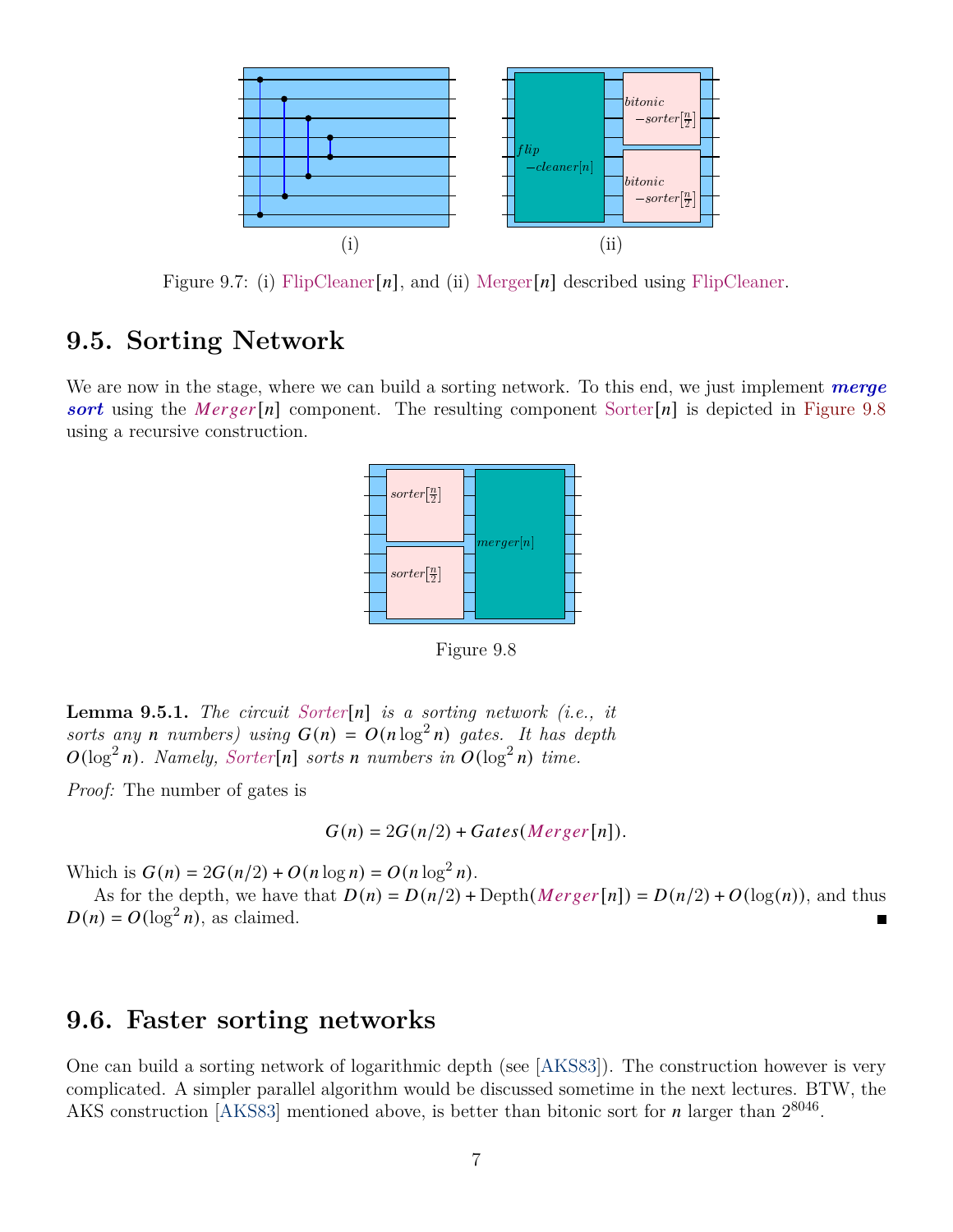Figure 9.7: (i) FlipCleaner$[n]$, and (ii) Merger$[n]$ described using FlipCleaner.

## 9.5. Sorting Network

We are now in the stage, where we can build a sorting network. To this end, we just implement ***merge sort*** using the *Merger*$[n]$ component. The resulting component Sorter$[n]$ is depicted in Figure 9.8 using a recursive construction.

Figure 9.8

**Lemma 9.5.1.** *The circuit Sorter$[n]$ is a sorting network (i.e., it sorts any $n$ numbers) using $G(n) = O(n \log^2 n)$ gates. It has depth $O(\log^2 n)$. Namely, Sorter$[n]$ sorts $n$ numbers in $O(\log^2 n)$ time.*

*Proof:* The number of gates is

$$G(n) = 2G(n/2) + Gates(Merger[n]).$$

Which is $G(n) = 2G(n/2) + O(n \log n) = O(n \log^2 n)$.

As for the depth, we have that $D(n) = D(n/2) + \text{Depth}(Merger[n]) = D(n/2) + O(\log(n))$, and thus $D(n) = O(\log^2 n)$, as claimed. ∎

## 9.6. Faster sorting networks

One can build a sorting network of logarithmic depth (see [AKS83]). The construction however is very complicated. A simpler parallel algorithm would be discussed sometime in the next lectures. BTW, the AKS construction [AKS83] mentioned above, is better than bitonic sort for $n$ larger than $2^{8046}$.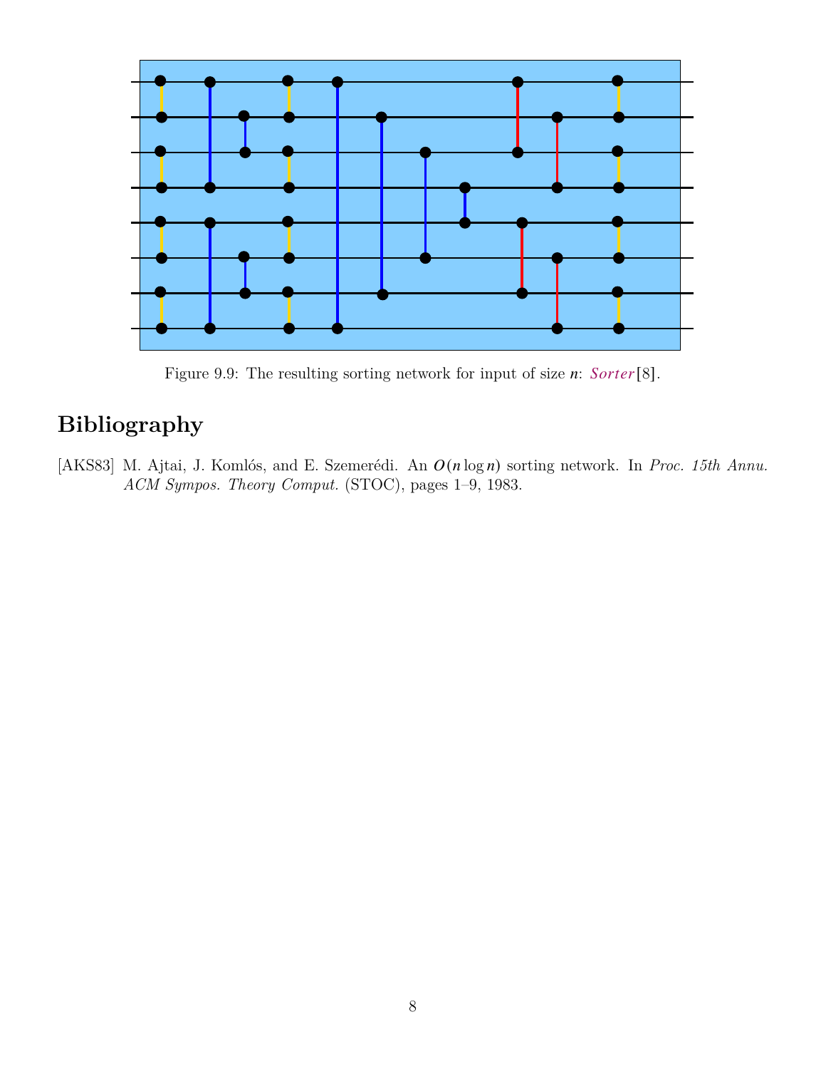Figure 9.9: The resulting sorting network for input of size $n$: *Sorter*[8].

# Bibliography

[AKS83] M. Ajtai, J. Komlós, and E. Szemerédi. An $O(n \log n)$ sorting network. In *Proc. 15th Annu. ACM Sympos. Theory Comput.* (STOC), pages 1–9, 1983.